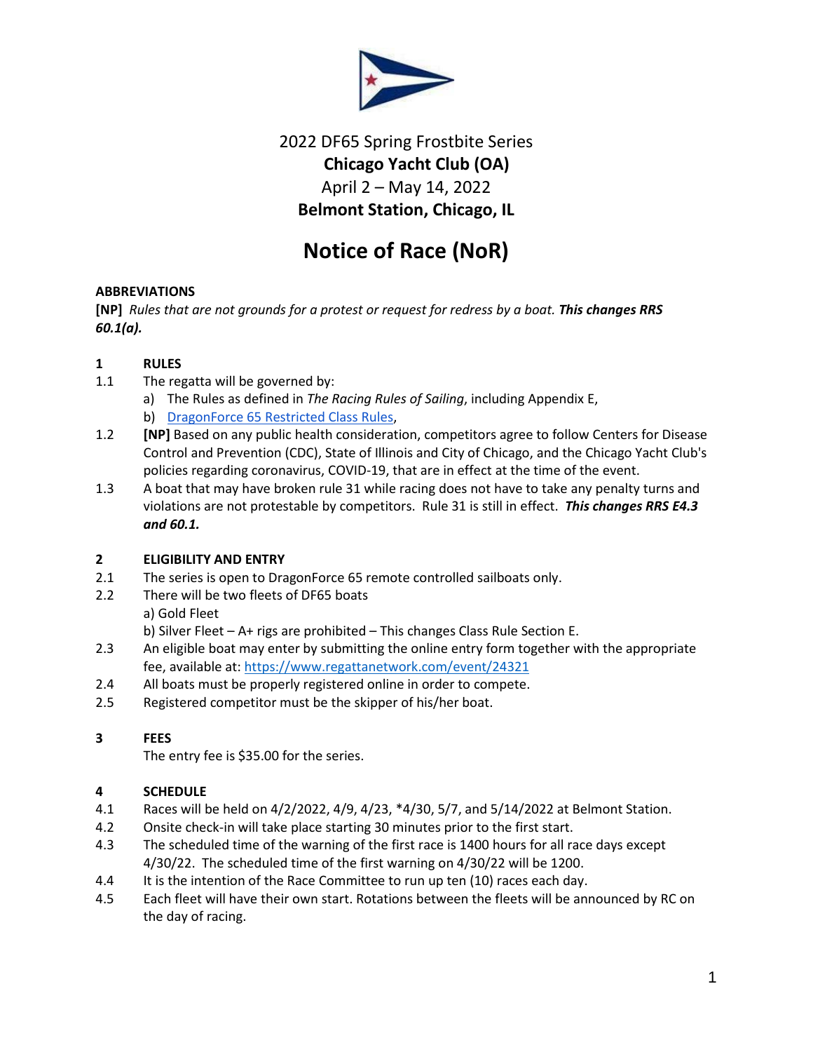2022 DF65 Spring Frostbite Series

**Chicago Yacht Club (OA)**

April 2 – May 14, 2022

**Belmont Station, Chicago, IL**

# Notice of Race (NoR)

**ABBREVIATIONS**

**[NP]** *Rules that are not grounds for a protest or request for redress by a boat.* ***This changes RRS 60.1(a).***

## 1 RULES

1.1 The regatta will be governed by:

a) The Rules as defined in *The Racing Rules of Sailing*, including Appendix E,

b) [DragonForce 65 Restricted Class Rules](),

1.2 **[NP]** Based on any public health consideration, competitors agree to follow Centers for Disease Control and Prevention (CDC), State of Illinois and City of Chicago, and the Chicago Yacht Club's policies regarding coronavirus, COVID-19, that are in effect at the time of the event.

1.3 A boat that may have broken rule 31 while racing does not have to take any penalty turns and violations are not protestable by competitors. Rule 31 is still in effect. ***This changes RRS E4.3 and 60.1.***

## 2 ELIGIBILITY AND ENTRY

2.1 The series is open to DragonForce 65 remote controlled sailboats only.

2.2 There will be two fleets of DF65 boats

a) Gold Fleet

b) Silver Fleet – A+ rigs are prohibited – This changes Class Rule Section E.

2.3 An eligible boat may enter by submitting the online entry form together with the appropriate fee, available at: https://www.regattanetwork.com/event/24321

2.4 All boats must be properly registered online in order to compete.

2.5 Registered competitor must be the skipper of his/her boat.

## 3 FEES

The entry fee is $35.00 for the series.

## 4 SCHEDULE

4.1 Races will be held on 4/2/2022, 4/9, 4/23, *4/30, 5/7, and 5/14/2022 at Belmont Station.

4.2 Onsite check-in will take place starting 30 minutes prior to the first start.

4.3 The scheduled time of the warning of the first race is 1400 hours for all race days except 4/30/22. The scheduled time of the first warning on 4/30/22 will be 1200.

4.4 It is the intention of the Race Committee to run up ten (10) races each day.

4.5 Each fleet will have their own start. Rotations between the fleets will be announced by RC on the day of racing.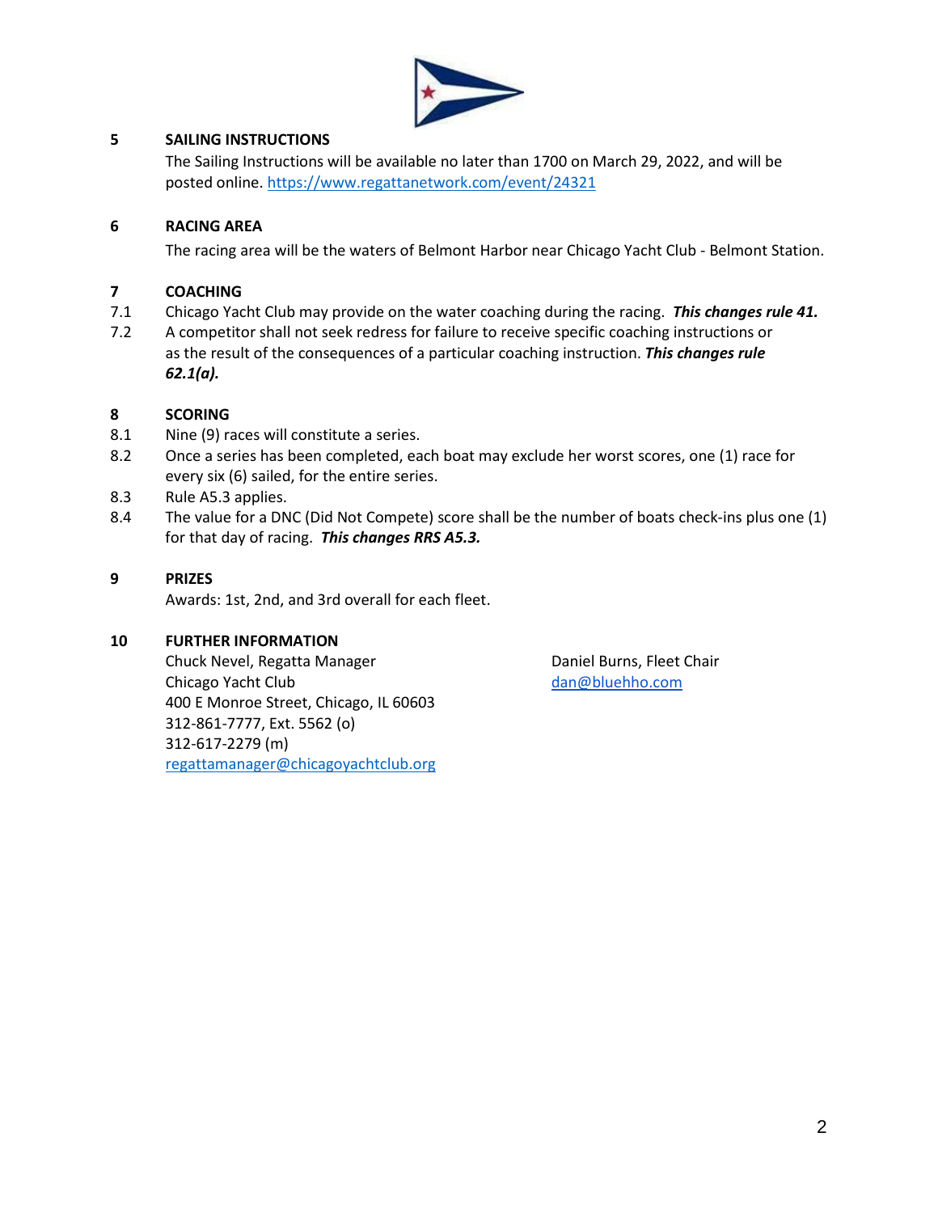## 5 SAILING INSTRUCTIONS

The Sailing Instructions will be available no later than 1700 on March 29, 2022, and will be posted online. https://www.regattanetwork.com/event/24321

## 6 RACING AREA

The racing area will be the waters of Belmont Harbor near Chicago Yacht Club - Belmont Station.

## 7 COACHING

7.1 Chicago Yacht Club may provide on the water coaching during the racing. ***This changes rule 41.***

7.2 A competitor shall not seek redress for failure to receive specific coaching instructions or as the result of the consequences of a particular coaching instruction. ***This changes rule 62.1(a).***

## 8 SCORING

8.1 Nine (9) races will constitute a series.

8.2 Once a series has been completed, each boat may exclude her worst scores, one (1) race for every six (6) sailed, for the entire series.

8.3 Rule A5.3 applies.

8.4 The value for a DNC (Did Not Compete) score shall be the number of boats check-ins plus one (1) for that day of racing. ***This changes RRS A5.3.***

## 9 PRIZES

Awards: 1st, 2nd, and 3rd overall for each fleet.

## 10 FURTHER INFORMATION

Chuck Nevel, Regatta Manager
Chicago Yacht Club
400 E Monroe Street, Chicago, IL 60603
312-861-7777, Ext. 5562 (o)
312-617-2279 (m)
regattamanager@chicagoyachtclub.org

Daniel Burns, Fleet Chair
dan@bluehho.com